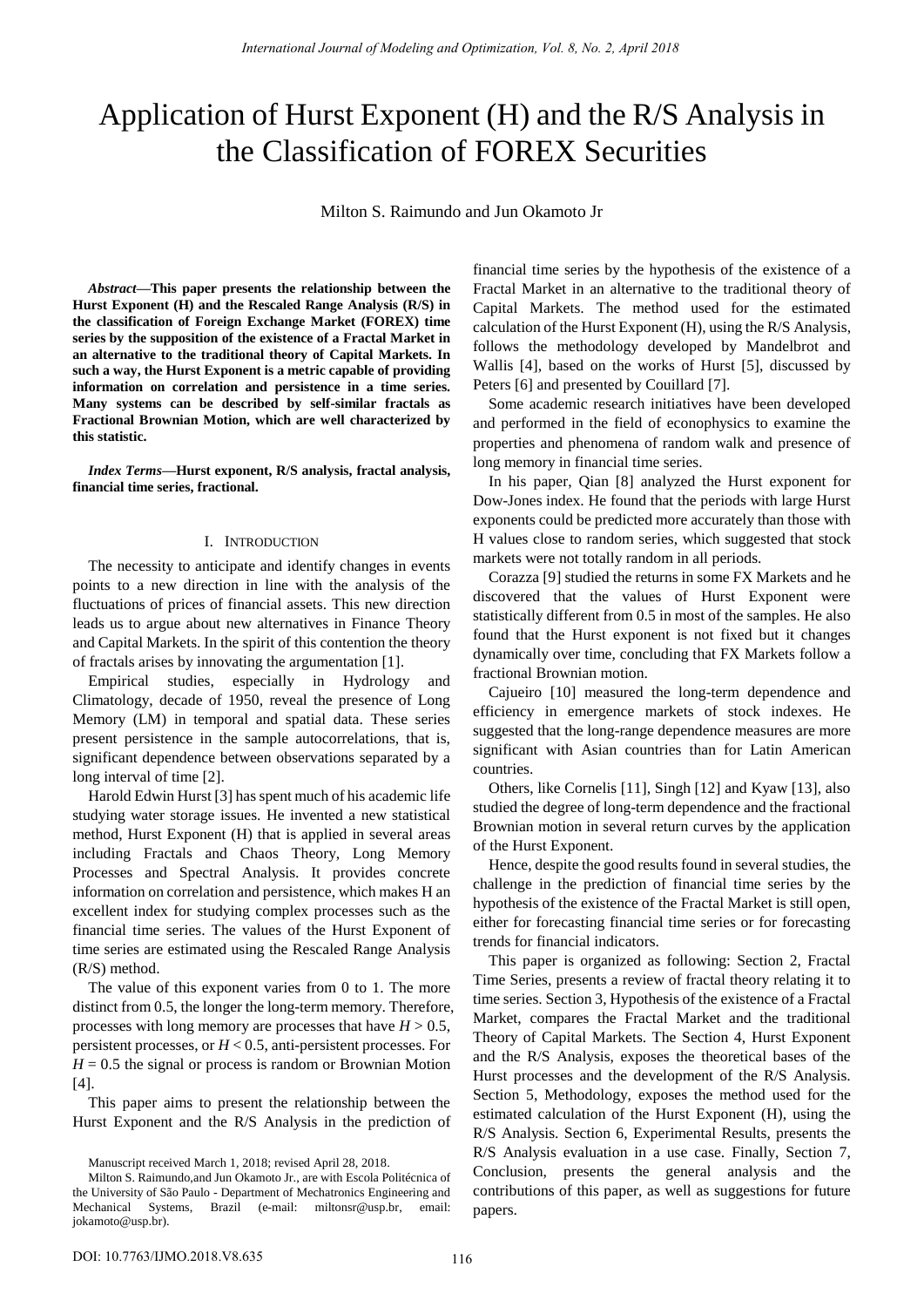# Application of Hurst Exponent (H) and the R/S Analysis in the Classification of FOREX Securities

Milton S. Raimundo and Jun Okamoto Jr

***Abstract*—This paper presents the relationship between the Hurst Exponent (H) and the Rescaled Range Analysis (R/S) in the classification of Foreign Exchange Market (FOREX) time series by the supposition of the existence of a Fractal Market in an alternative to the traditional theory of Capital Markets. In such a way, the Hurst Exponent is a metric capable of providing information on correlation and persistence in a time series. Many systems can be described by self-similar fractals as Fractional Brownian Motion, which are well characterized by this statistic.**

***Index Terms*—Hurst exponent, R/S analysis, fractal analysis, financial time series, fractional.**

## I. Introduction

The necessity to anticipate and identify changes in events points to a new direction in line with the analysis of the fluctuations of prices of financial assets. This new direction leads us to argue about new alternatives in Finance Theory and Capital Markets. In the spirit of this contention the theory of fractals arises by innovating the argumentation [1].

Empirical studies, especially in Hydrology and Climatology, decade of 1950, reveal the presence of Long Memory (LM) in temporal and spatial data. These series present persistence in the sample autocorrelations, that is, significant dependence between observations separated by a long interval of time [2].

Harold Edwin Hurst [3] has spent much of his academic life studying water storage issues. He invented a new statistical method, Hurst Exponent (H) that is applied in several areas including Fractals and Chaos Theory, Long Memory Processes and Spectral Analysis. It provides concrete information on correlation and persistence, which makes H an excellent index for studying complex processes such as the financial time series. The values of the Hurst Exponent of time series are estimated using the Rescaled Range Analysis (R/S) method.

The value of this exponent varies from 0 to 1. The more distinct from 0.5, the longer the long-term memory. Therefore, processes with long memory are processes that have $H > 0.5$, persistent processes, or $H < 0.5$, anti-persistent processes. For $H = 0.5$ the signal or process is random or Brownian Motion [4].

This paper aims to present the relationship between the Hurst Exponent and the R/S Analysis in the prediction of financial time series by the hypothesis of the existence of a Fractal Market in an alternative to the traditional theory of Capital Markets. The method used for the estimated calculation of the Hurst Exponent (H), using the R/S Analysis, follows the methodology developed by Mandelbrot and Wallis [4], based on the works of Hurst [5], discussed by Peters [6] and presented by Couillard [7].

Some academic research initiatives have been developed and performed in the field of econophysics to examine the properties and phenomena of random walk and presence of long memory in financial time series.

In his paper, Qian [8] analyzed the Hurst exponent for Dow-Jones index. He found that the periods with large Hurst exponents could be predicted more accurately than those with H values close to random series, which suggested that stock markets were not totally random in all periods.

Corazza [9] studied the returns in some FX Markets and he discovered that the values of Hurst Exponent were statistically different from 0.5 in most of the samples. He also found that the Hurst exponent is not fixed but it changes dynamically over time, concluding that FX Markets follow a fractional Brownian motion.

Cajueiro [10] measured the long-term dependence and efficiency in emergence markets of stock indexes. He suggested that the long-range dependence measures are more significant with Asian countries than for Latin American countries.

Others, like Cornelis [11], Singh [12] and Kyaw [13], also studied the degree of long-term dependence and the fractional Brownian motion in several return curves by the application of the Hurst Exponent.

Hence, despite the good results found in several studies, the challenge in the prediction of financial time series by the hypothesis of the existence of the Fractal Market is still open, either for forecasting financial time series or for forecasting trends for financial indicators.

This paper is organized as following: Section 2, Fractal Time Series, presents a review of fractal theory relating it to time series. Section 3, Hypothesis of the existence of a Fractal Market, compares the Fractal Market and the traditional Theory of Capital Markets. The Section 4, Hurst Exponent and the R/S Analysis, exposes the theoretical bases of the Hurst processes and the development of the R/S Analysis. Section 5, Methodology, exposes the method used for the estimated calculation of the Hurst Exponent (H), using the R/S Analysis. Section 6, Experimental Results, presents the R/S Analysis evaluation in a use case. Finally, Section 7, Conclusion, presents the general analysis and the contributions of this paper, as well as suggestions for future papers.

Manuscript received March 1, 2018; revised April 28, 2018.

Milton S. Raimundo,and Jun Okamoto Jr., are with Escola Politécnica of the University of São Paulo - Department of Mechatronics Engineering and Mechanical Systems, Brazil (e-mail: miltonsr@usp.br, email: jokamoto@usp.br).

DOI: 10.7763/IJMO.2018.V8.635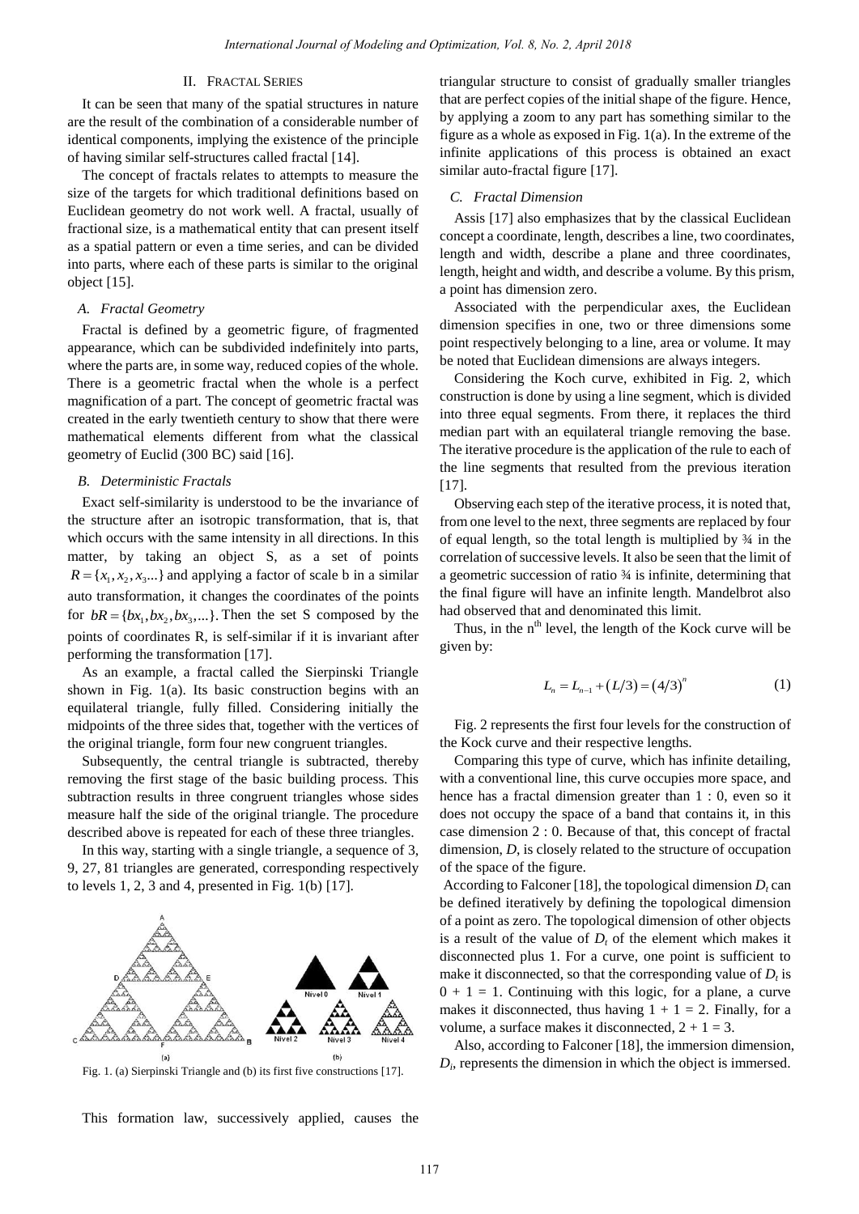## II. Fractal Series

It can be seen that many of the spatial structures in nature are the result of the combination of a considerable number of identical components, implying the existence of the principle of having similar self-structures called fractal [14].

The concept of fractals relates to attempts to measure the size of the targets for which traditional definitions based on Euclidean geometry do not work well. A fractal, usually of fractional size, is a mathematical entity that can present itself as a spatial pattern or even a time series, and can be divided into parts, where each of these parts is similar to the original object [15].

### A. Fractal Geometry

Fractal is defined by a geometric figure, of fragmented appearance, which can be subdivided indefinitely into parts, where the parts are, in some way, reduced copies of the whole. There is a geometric fractal when the whole is a perfect magnification of a part. The concept of geometric fractal was created in the early twentieth century to show that there were mathematical elements different from what the classical geometry of Euclid (300 BC) said [16].

### B. Deterministic Fractals

Exact self-similarity is understood to be the invariance of the structure after an isotropic transformation, that is, that which occurs with the same intensity in all directions. In this matter, by taking an object S, as a set of points $R = \{x_1, x_2, x_3 ...\}$ and applying a factor of scale b in a similar auto transformation, it changes the coordinates of the points for $bR = \{bx_1, bx_2, bx_3, ...\}$. Then the set S composed by the points of coordinates R, is self-similar if it is invariant after performing the transformation [17].

As an example, a fractal called the Sierpinski Triangle shown in Fig. 1(a). Its basic construction begins with an equilateral triangle, fully filled. Considering initially the midpoints of the three sides that, together with the vertices of the original triangle, form four new congruent triangles.

Subsequently, the central triangle is subtracted, thereby removing the first stage of the basic building process. This subtraction results in three congruent triangles whose sides measure half the side of the original triangle. The procedure described above is repeated for each of these three triangles.

In this way, starting with a single triangle, a sequence of 3, 9, 27, 81 triangles are generated, corresponding respectively to levels 1, 2, 3 and 4, presented in Fig. 1(b) [17].

Fig. 1. (a) Sierpinski Triangle and (b) its first five constructions [17].

This formation law, successively applied, causes the triangular structure to consist of gradually smaller triangles that are perfect copies of the initial shape of the figure. Hence, by applying a zoom to any part has something similar to the figure as a whole as exposed in Fig. 1(a). In the extreme of the infinite applications of this process is obtained an exact similar auto-fractal figure [17].

### C. Fractal Dimension

Assis [17] also emphasizes that by the classical Euclidean concept a coordinate, length, describes a line, two coordinates, length and width, describe a plane and three coordinates, length, height and width, and describe a volume. By this prism, a point has dimension zero.

Associated with the perpendicular axes, the Euclidean dimension specifies in one, two or three dimensions some point respectively belonging to a line, area or volume. It may be noted that Euclidean dimensions are always integers.

Considering the Koch curve, exhibited in Fig. 2, which construction is done by using a line segment, which is divided into three equal segments. From there, it replaces the third median part with an equilateral triangle removing the base. The iterative procedure is the application of the rule to each of the line segments that resulted from the previous iteration [17].

Observing each step of the iterative process, it is noted that, from one level to the next, three segments are replaced by four of equal length, so the total length is multiplied by ¾ in the correlation of successive levels. It also be seen that the limit of a geometric succession of ratio ¾ is infinite, determining that the final figure will have an infinite length. Mandelbrot also had observed that and denominated this limit.

Thus, in the n[th] level, the length of the Kock curve will be given by:

$$L_n = L_{n-1} + (L/3) = (4/3)^n \tag{1}$$

Fig. 2 represents the first four levels for the construction of the Kock curve and their respective lengths.

Comparing this type of curve, which has infinite detailing, with a conventional line, this curve occupies more space, and hence has a fractal dimension greater than 1 : 0, even so it does not occupy the space of a band that contains it, in this case dimension 2 : 0. Because of that, this concept of fractal dimension, *D*, is closely related to the structure of occupation of the space of the figure.

According to Falconer [18], the topological dimension $D_t$ can be defined iteratively by defining the topological dimension of a point as zero. The topological dimension of other objects is a result of the value of $D_t$ of the element which makes it disconnected plus 1. For a curve, one point is sufficient to make it disconnected, so that the corresponding value of $D_t$ is $0 + 1 = 1$. Continuing with this logic, for a plane, a curve makes it disconnected, thus having $1 + 1 = 2$. Finally, for a volume, a surface makes it disconnected, $2 + 1 = 3$.

Also, according to Falconer [18], the immersion dimension, $D_i$, represents the dimension in which the object is immersed.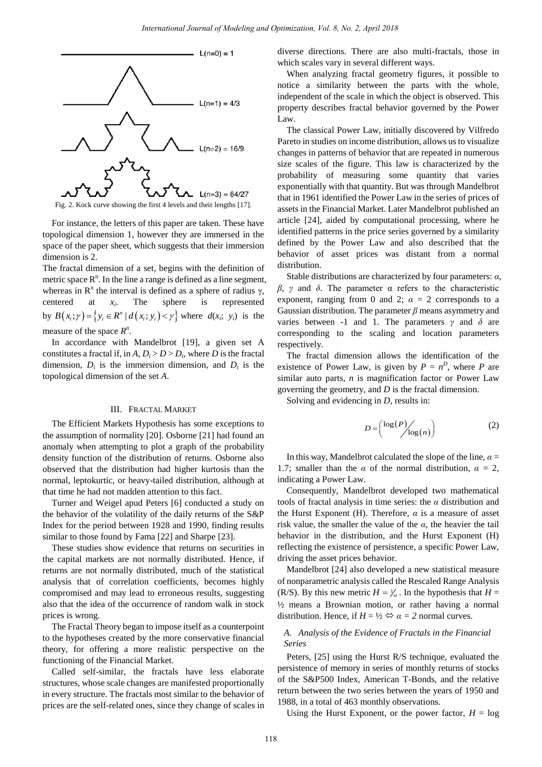Fig. 2. Kock curve showing the first 4 levels and their lengths [17].

For instance, the letters of this paper are taken. These have topological dimension 1, however they are immersed in the space of the paper sheet, which suggests that their immersion dimension is 2.

The fractal dimension of a set, begins with the definition of metric space $R^n$. In the line a range is defined as a line segment, whereas in $R^n$ the interval is defined as a sphere of radius $\gamma$, centered at $x_i$. The sphere is represented by $B(x_i;\gamma)=\{y_i \in R^n \mid d(x_i;y_i)<\gamma\}$ where $d(x_i; y_i)$ is the measure of the space $R^n$.

In accordance with Mandelbrot [19], a given set A constitutes a fractal if, in *A*, $D_i > D > D_t$, where *D* is the fractal dimension, $D_i$ is the immersion dimension, and $D_t$ is the topological dimension of the set *A*.

## III. Fractal Market

The Efficient Markets Hypothesis has some exceptions to the assumption of normality [20]. Osborne [21] had found an anomaly when attempting to plot a graph of the probability density function of the distribution of returns. Osborne also observed that the distribution had higher kurtosis than the normal, leptokurtic, or heavy-tailed distribution, although at that time he had not madden attention to this fact.

Turner and Weigel apud Peters [6] conducted a study on the behavior of the volatility of the daily returns of the S&P Index for the period between 1928 and 1990, finding results similar to those found by Fama [22] and Sharpe [23].

These studies show evidence that returns on securities in the capital markets are not normally distributed. Hence, if returns are not normally distributed, much of the statistical analysis that of correlation coefficients, becomes highly compromised and may lead to erroneous results, suggesting also that the idea of the occurrence of random walk in stock prices is wrong.

The Fractal Theory began to impose itself as a counterpoint to the hypotheses created by the more conservative financial theory, for offering a more realistic perspective on the functioning of the Financial Market.

Called self-similar, the fractals have less elaborate structures, whose scale changes are manifested proportionally in every structure. The fractals most similar to the behavior of prices are the self-related ones, since they change of scales in diverse directions. There are also multi-fractals, those in which scales vary in several different ways.

When analyzing fractal geometry figures, it possible to notice a similarity between the parts with the whole, independent of the scale in which the object is observed. This property describes fractal behavior governed by the Power Law.

The classical Power Law, initially discovered by Vilfredo Pareto in studies on income distribution, allows us to visualize changes in patterns of behavior that are repeated in numerous size scales of the figure. This law is characterized by the probability of measuring some quantity that varies exponentially with that quantity. But was through Mandelbrot that in 1961 identified the Power Law in the series of prices of assets in the Financial Market. Later Mandelbrot published an article [24], aided by computational processing, where he identified patterns in the price series governed by a similarity defined by the Power Law and also described that the behavior of asset prices was distant from a normal distribution.

Stable distributions are characterized by four parameters: $\alpha$, $\beta$, $\gamma$ and $\delta$. The parameter $\alpha$ refers to the characteristic exponent, ranging from 0 and 2; $\alpha = 2$ corresponds to a Gaussian distribution. The parameter $\beta$ means asymmetry and varies between -1 and 1. The parameters $\gamma$ and $\delta$ are corresponding to the scaling and location parameters respectively.

The fractal dimension allows the identification of the existence of Power Law, is given by $P = n^D$, where *P* are similar auto parts, *n* is magnification factor or Power Law governing the geometry, and *D* is the fractal dimension.

Solving and evidencing in *D*, results in:

$$D = \left( \log(P) \big/ \log(n) \right) \tag{2}$$

In this way, Mandelbrot calculated the slope of the line, $\alpha = 1.7$; smaller than the $\alpha$ of the normal distribution, $\alpha = 2$, indicating a Power Law.

Consequently, Mandelbrot developed two mathematical tools of fractal analysis in time series: the $\alpha$ distribution and the Hurst Exponent (H). Therefore, $\alpha$ is a measure of asset risk value, the smaller the value of the $\alpha$, the heavier the tail behavior in the distribution, and the Hurst Exponent (H) reflecting the existence of persistence, a specific Power Law, driving the asset prices behavior.

Mandelbrot [24] also developed a new statistical measure of nonparametric analysis called the Rescaled Range Analysis (R/S). By this new metric $H = 1/\alpha$. In the hypothesis that $H = ½$ means a Brownian motion, or rather having a normal distribution. Hence, if $H = ½ \Leftrightarrow \alpha = 2$ normal curves.

### A. Analysis of the Evidence of Fractals in the Financial Series

Peters, [25] using the Hurst R/S technique, evaluated the persistence of memory in series of monthly returns of stocks of the S&P500 Index, American T-Bonds, and the relative return between the two series between the years of 1950 and 1988, in a total of 463 monthly observations.

Using the Hurst Exponent, or the power factor, $H = \log$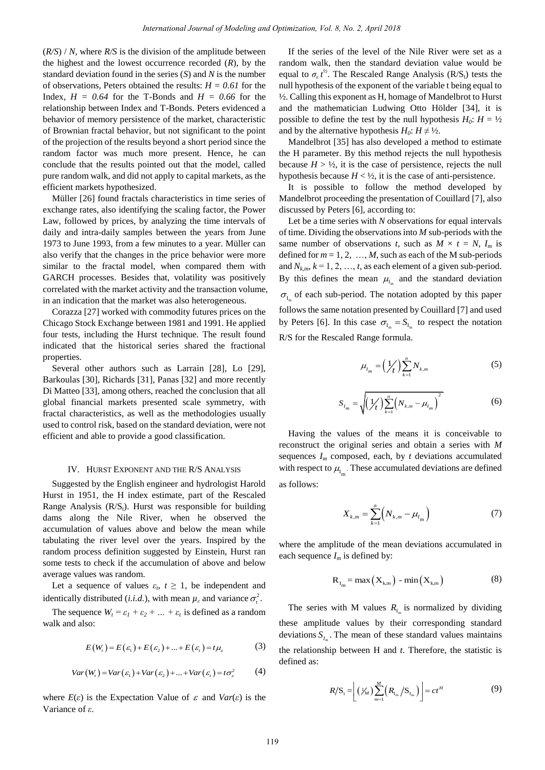($R/S$) / $N$, where $R/S$ is the division of the amplitude between the highest and the lowest occurrence recorded ($R$), by the standard deviation found in the series ($S$) and $N$ is the number of observations, Peters obtained the results: $H = 0.61$ for the Index, $H = 0.64$ for the T-Bonds and $H = 0.66$ for the relationship between Index and T-Bonds. Peters evidenced a behavior of memory persistence of the market, characteristic of Brownian fractal behavior, but not significant to the point of the projection of the results beyond a short period since the random factor was much more present. Hence, he can conclude that the results pointed out that the model, called pure random walk, and did not apply to capital markets, as the efficient markets hypothesized.

Müller [26] found fractals characteristics in time series of exchange rates, also identifying the scaling factor, the Power Law, followed by prices, by analyzing the time intervals of daily and intra-daily samples between the years from June 1973 to June 1993, from a few minutes to a year. Müller can also verify that the changes in the price behavior were more similar to the fractal model, when compared them with GARCH processes. Besides that, volatility was positively correlated with the market activity and the transaction volume, in an indication that the market was also heterogeneous.

Corazza [27] worked with commodity futures prices on the Chicago Stock Exchange between 1981 and 1991. He applied four tests, including the Hurst technique. The result found indicated that the historical series shared the fractional properties.

Several other authors such as Larrain [28], Lo [29], Barkoulas [30], Richards [31], Panas [32] and more recently Di Matteo [33], among others, reached the conclusion that all global financial markets presented scale symmetry, with fractal characteristics, as well as the methodologies usually used to control risk, based on the standard deviation, were not efficient and able to provide a good classification.

## IV. Hurst Exponent and the R/S Analysis

Suggested by the English engineer and hydrologist Harold Hurst in 1951, the H index estimate, part of the Rescaled Range Analysis ($R/S_t$). Hurst was responsible for building dams along the Nile River, when he observed the accumulation of values above and below the mean while tabulating the river level over the years. Inspired by the random process definition suggested by Einstein, Hurst ran some tests to check if the accumulation of above and below average values was random.

Let a sequence of values $\varepsilon_t$, $t \geq 1$, be independent and identically distributed (*i.i.d.*), with mean $\mu_\varepsilon$ and variance $\sigma_t^2$.

The sequence $W_t = \varepsilon_1 + \varepsilon_2 + \ldots + \varepsilon_t$ is defined as a random walk and also:

$$E(W_t) = E(\varepsilon_1) + E(\varepsilon_2) + \ldots + E(\varepsilon_t) = t\mu_\varepsilon \tag{3}$$

$$Var(W_t) = Var(\varepsilon_1) + Var(\varepsilon_2) + \ldots + Var(\varepsilon_t) = t\sigma_\varepsilon^2 \tag{4}$$

where $E(\varepsilon)$ is the Expectation Value of $\varepsilon$ and $Var(\varepsilon)$ is the Variance of $\varepsilon$.

If the series of the level of the Nile River were set as a random walk, then the standard deviation value would be equal to $\sigma_\varepsilon t^{1/2}$. The Rescaled Range Analysis ($R/S_t$) tests the null hypothesis of the exponent of the variable t being equal to ½. Calling this exponent as H, homage of Mandelbrot to Hurst and the mathematician Ludwing Otto Hölder [34], it is possible to define the test by the null hypothesis $H_0$: $H = ½$ and by the alternative hypothesis $H_0$: $H \neq ½$.

Mandelbrot [35] has also developed a method to estimate the H parameter. By this method rejects the null hypothesis because $H > ½$, it is the case of persistence, rejects the null hypothesis because $H < ½$, it is the case of anti-persistence.

It is possible to follow the method developed by Mandelbrot proceeding the presentation of Couillard [7], also discussed by Peters [6], according to:

Let be a time series with $N$ observations for equal intervals of time. Dividing the observations into $M$ sub-periods with the same number of observations $t$, such as $M \times t = N$, $I_m$ is defined for $m = 1, 2, \ldots, M$, such as each of the M sub-periods and $N_{k,m}$, $k = 1, 2, \ldots, t$, as each element of a given sub-period. By this defines the mean $\mu_{I_m}$ and the standard deviation $\sigma_{I_m}$ of each sub-period. The notation adopted by this paper follows the same notation presented by Couillard [7] and used by Peters [6]. In this case $\sigma_{I_m} = S_{I_m}$ to respect the notation R/S for the Rescaled Range formula.

$$\mu_{I_m} = \left(\frac{1}{t}\right)\sum_{k=1}^{n} N_{k,m} \tag{5}$$

$$S_{I_m} = \sqrt{\left(\frac{1}{t}\right)\sum_{k=1}^{n}\left(N_{k,m} - \mu_{I_m}\right)^2} \tag{6}$$

Having the values of the means it is conceivable to reconstruct the original series and obtain a series with $M$ sequences $I_m$ composed, each, by $t$ deviations accumulated with respect to $\mu_{I_m}$. These accumulated deviations are defined as follows:

$$X_{k,m} = \sum_{k=1}^{n}\left(N_{k,m} - \mu_{I_m}\right) \tag{7}$$

where the amplitude of the mean deviations accumulated in each sequence $I_m$ is defined by:

$$R_{I_m} = \max\left(X_{k,m}\right) - \min\left(X_{k,m}\right) \tag{8}$$

The series with M values $R_{I_m}$ is normalized by dividing these amplitude values by their corresponding standard deviations $S_{I_m}$. The mean of these standard values maintains the relationship between H and $t$. Therefore, the statistic is defined as:

$$R/S_t = \left\lfloor \left(\frac{1}{M}\right)\sum_{m=1}^{M}\left(R_{I_m}/S_{I_m}\right) \right\rfloor = ct^H \tag{9}$$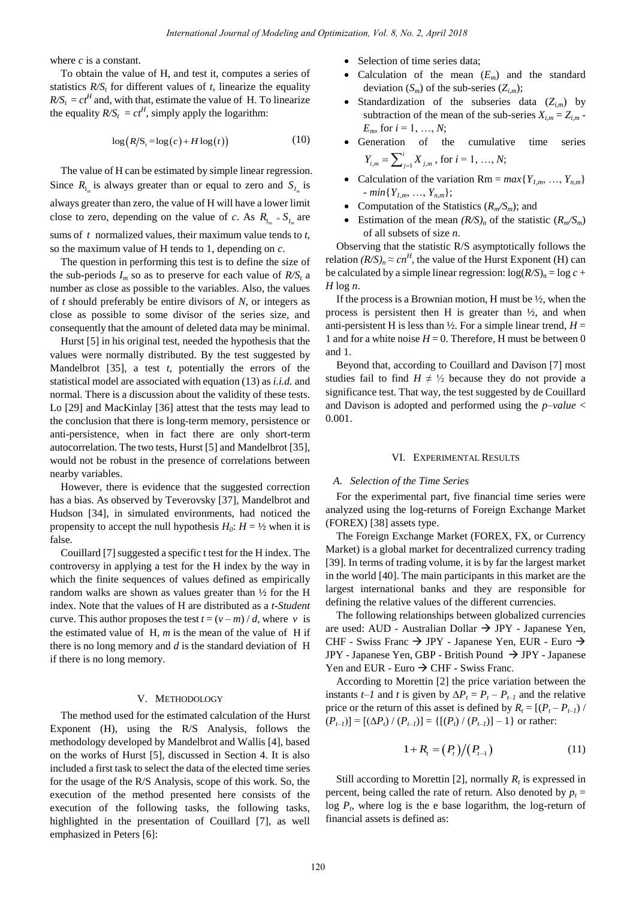where $c$ is a constant.

To obtain the value of H, and test it, computes a series of statistics $R/S_t$ for different values of $t$, linearize the equality $R/S_t = ct^H$ and, with that, estimate the value of H. To linearize the equality $R/S_t = ct^H$, simply apply the logarithm:

$$\log(R/S_t = \log(c) + H\log(t)) \tag{10}$$

The value of H can be estimated by simple linear regression. Since $R_{I_m}$ is always greater than or equal to zero and $S_{I_m}$ is always greater than zero, the value of H will have a lower limit close to zero, depending on the value of $c$. As $R_{I_m} = S_{I_m}$ are sums of $t$ normalized values, their maximum value tends to $t$, so the maximum value of H tends to 1, depending on $c$.

The question in performing this test is to define the size of the sub-periods $I_m$ so as to preserve for each value of $R/S_t$ a number as close as possible to the variables. Also, the values of $t$ should preferably be entire divisors of $N$, or integers as close as possible to some divisor of the series size, and consequently that the amount of deleted data may be minimal.

Hurst [5] in his original test, needed the hypothesis that the values were normally distributed. By the test suggested by Mandelbrot [35], a test $t$, potentially the errors of the statistical model are associated with equation (13) as *i.i.d.* and normal. There is a discussion about the validity of these tests. Lo [29] and MacKinlay [36] attest that the tests may lead to the conclusion that there is long-term memory, persistence or anti-persistence, when in fact there are only short-term autocorrelation. The two tests, Hurst [5] and Mandelbrot [35], would not be robust in the presence of correlations between nearby variables.

However, there is evidence that the suggested correction has a bias. As observed by Teverovsky [37], Mandelbrot and Hudson [34], in simulated environments, had noticed the propensity to accept the null hypothesis $H_0$: $H = ½$ when it is false.

Couillard [7] suggested a specific t test for the H index. The controversy in applying a test for the H index by the way in which the finite sequences of values defined as empirically random walks are shown as values greater than ½ for the H index. Note that the values of H are distributed as a *t-Student* curve. This author proposes the test $t = (v - m) / d$, where $v$ is the estimated value of H, $m$ is the mean of the value of H if there is no long memory and $d$ is the standard deviation of H if there is no long memory.

## V. Methodology

The method used for the estimated calculation of the Hurst Exponent (H), using the R/S Analysis, follows the methodology developed by Mandelbrot and Wallis [4], based on the works of Hurst [5], discussed in Section 4. It is also included a first task to select the data of the elected time series for the usage of the R/S Analysis, scope of this work. So, the execution of the method presented here consists of the execution of the following tasks, the following tasks, highlighted in the presentation of Couillard [7], as well emphasized in Peters [6]:

- Selection of time series data;
- Calculation of the mean ($E_m$) and the standard deviation ($S_m$) of the sub-series ($Z_{i,m}$);
- Standardization of the subseries data ($Z_{i,m}$) by subtraction of the mean of the sub-series $X_{i,m} = Z_{i,m} - E_m$, for $i = 1, \ldots, N$;
- Generation of the cumulative time series $Y_{i,m} = \sum_{j=1}^{i} X_{j,m}$, for $i = 1, \ldots, N$;
- Calculation of the variation $\mathrm{Rm} = max\{Y_{1,m}, \ldots, Y_{n,m}\} - min\{Y_{1,m}, \ldots, Y_{n,m}\}$;
- Computation of the Statistics ($R_m/S_m$); and
- Estimation of the mean $(R/S)_n$ of the statistic ($R_m/S_m$) of all subsets of size $n$.

Observing that the statistic R/S asymptotically follows the relation $(R/S)_n \approx cn^H$, the value of the Hurst Exponent (H) can be calculated by a simple linear regression: $\log(R/S)_n = \log c + H \log n$.

If the process is a Brownian motion, H must be ½, when the process is persistent then H is greater than ½, and when anti-persistent H is less than ½. For a simple linear trend, $H = 1$ and for a white noise $H = 0$. Therefore, H must be between 0 and 1.

Beyond that, according to Couillard and Davison [7] most studies fail to find $H \neq ½$ because they do not provide a significance test. That way, the test suggested by de Couillard and Davison is adopted and performed using the $p$–$value < 0.001$.

## VI. Experimental Results

### A. Selection of the Time Series

For the experimental part, five financial time series were analyzed using the log-returns of Foreign Exchange Market (FOREX) [38] assets type.

The Foreign Exchange Market (FOREX, FX, or Currency Market) is a global market for decentralized currency trading [39]. In terms of trading volume, it is by far the largest market in the world [40]. The main participants in this market are the largest international banks and they are responsible for defining the relative values of the different currencies.

The following relationships between globalized currencies are used: AUD - Australian Dollar → JPY - Japanese Yen, CHF - Swiss Franc → JPY - Japanese Yen, EUR - Euro → JPY - Japanese Yen, GBP - British Pound → JPY - Japanese Yen and EUR - Euro → CHF - Swiss Franc.

According to Morettin [2] the price variation between the instants $t$–$1$ and $t$ is given by $\Delta P_t = P_t - P_{t-1}$ and the relative price or the return of this asset is defined by $R_t = [(P_t - P_{t-1}) / (P_{t-1})] = [(\Delta P_t) / (P_{t-1})] = \{[(P_t) / (P_{t-1})] - 1\}$ or rather:

$$1 + R_t = (P_t)/(P_{t-1}) \tag{11}$$

Still according to Morettin [2], normally $R_t$ is expressed in percent, being called the rate of return. Also denoted by $p_t = \log P_t$, where log is the e base logarithm, the log-return of financial assets is defined as: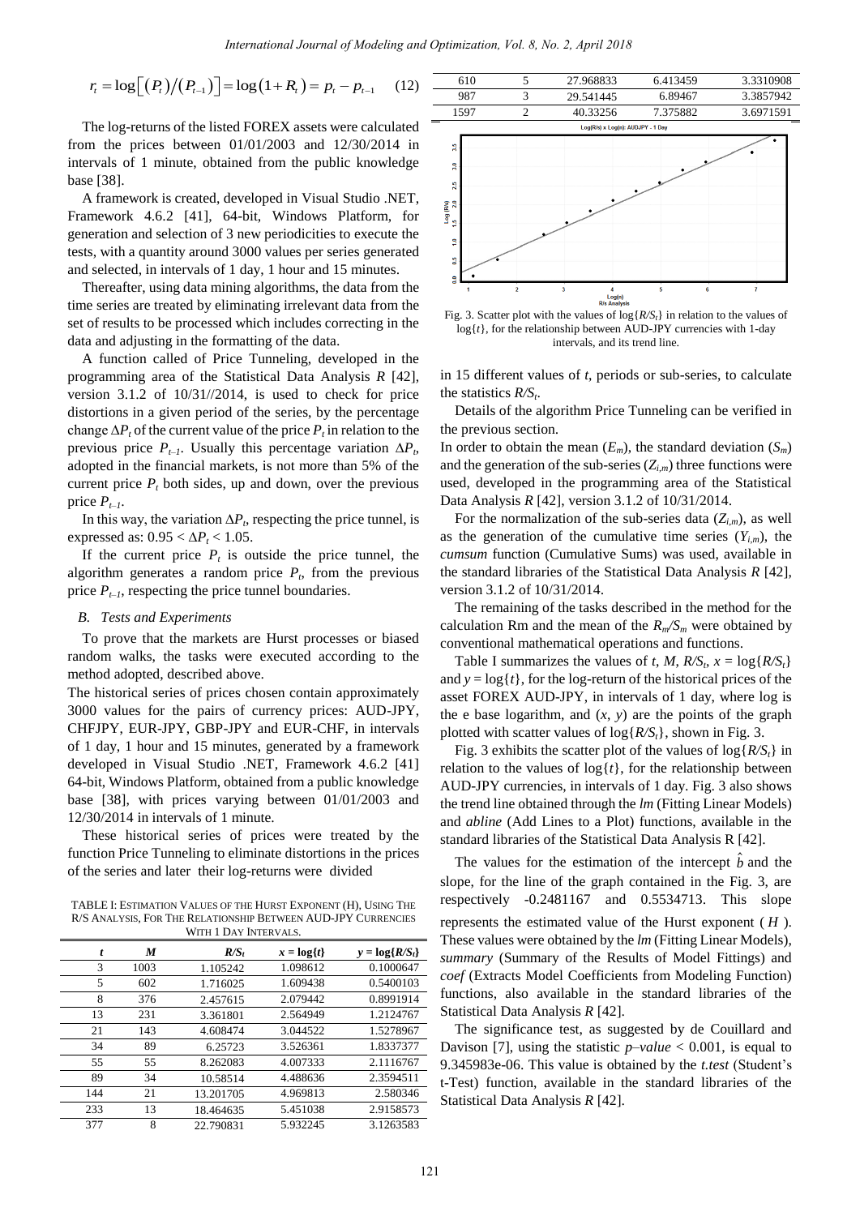$$r_t = \log\left[(P_t)/(P_{t-1})\right] = \log(1+R_t) = p_t - p_{t-1} \quad (12)$$

The log-returns of the listed FOREX assets were calculated from the prices between 01/01/2003 and 12/30/2014 in intervals of 1 minute, obtained from the public knowledge base [38].

A framework is created, developed in Visual Studio .NET, Framework 4.6.2 [41], 64-bit, Windows Platform, for generation and selection of 3 new periodicities to execute the tests, with a quantity around 3000 values per series generated and selected, in intervals of 1 day, 1 hour and 15 minutes.

Thereafter, using data mining algorithms, the data from the time series are treated by eliminating irrelevant data from the set of results to be processed which includes correcting in the data and adjusting in the formatting of the data.

A function called of Price Tunneling, developed in the programming area of the Statistical Data Analysis *R* [42], version 3.1.2 of 10/31//2014, is used to check for price distortions in a given period of the series, by the percentage change $\Delta P_t$ of the current value of the price $P_t$ in relation to the previous price $P_{t-1}$. Usually this percentage variation $\Delta P_t$, adopted in the financial markets, is not more than 5% of the current price $P_t$ both sides, up and down, over the previous price $P_{t-1}$.

In this way, the variation $\Delta P_t$, respecting the price tunnel, is expressed as: $0.95 < \Delta P_t < 1.05$.

If the current price $P_t$ is outside the price tunnel, the algorithm generates a random price $P_t$, from the previous price $P_{t-1}$, respecting the price tunnel boundaries.

### *B. Tests and Experiments*

To prove that the markets are Hurst processes or biased random walks, the tasks were executed according to the method adopted, described above.

The historical series of prices chosen contain approximately 3000 values for the pairs of currency prices: AUD-JPY, CHFJPY, EUR-JPY, GBP-JPY and EUR-CHF, in intervals of 1 day, 1 hour and 15 minutes, generated by a framework developed in Visual Studio .NET, Framework 4.6.2 [41] 64-bit, Windows Platform, obtained from a public knowledge base [38], with prices varying between 01/01/2003 and 12/30/2014 in intervals of 1 minute.

These historical series of prices were treated by the function Price Tunneling to eliminate distortions in the prices of the series and later their log-returns were divided in 15 different values of *t*, periods or sub-series, to calculate the statistics $R/S_t$.

Details of the algorithm Price Tunneling can be verified in the previous section.

In order to obtain the mean ($E_m$), the standard deviation ($S_m$) and the generation of the sub-series ($Z_{i,m}$) three functions were used, developed in the programming area of the Statistical Data Analysis *R* [42], version 3.1.2 of 10/31/2014.

For the normalization of the sub-series data ($Z_{i,m}$), as well as the generation of the cumulative time series ($Y_{i,m}$), the *cumsum* function (Cumulative Sums) was used, available in the standard libraries of the Statistical Data Analysis *R* [42], version 3.1.2 of 10/31/2014.

The remaining of the tasks described in the method for the calculation Rm and the mean of the $R_m/S_m$ were obtained by conventional mathematical operations and functions.

Table I summarizes the values of *t*, *M*, $R/S_t$, $x = \log\{R/S_t\}$ and $y = \log\{t\}$, for the log-return of the historical prices of the asset FOREX AUD-JPY, in intervals of 1 day, where log is the e base logarithm, and $(x, y)$ are the points of the graph plotted with scatter values of $\log\{R/S_t\}$, shown in Fig. 3.

TABLE I: ESTIMATION VALUES OF THE HURST EXPONENT (H), USING THE R/S ANALYSIS, FOR THE RELATIONSHIP BETWEEN AUD-JPY CURRENCIES WITH 1 DAY INTERVALS.

| *t* | *M* | $R/S_t$ | $x = \log\{t\}$ | $y = \log\{R/S_t\}$ |
|---|---|---|---|---|
| 3 | 1003 | 1.105242 | 1.098612 | 0.1000647 |
| 5 | 602 | 1.716025 | 1.609438 | 0.5400103 |
| 8 | 376 | 2.457615 | 2.079442 | 0.8991914 |
| 13 | 231 | 3.361801 | 2.564949 | 1.2124767 |
| 21 | 143 | 4.608474 | 3.044522 | 1.5278967 |
| 34 | 89 | 6.25723 | 3.526361 | 1.8337377 |
| 55 | 55 | 8.262083 | 4.007333 | 2.1116767 |
| 89 | 34 | 10.58514 | 4.488636 | 2.3594511 |
| 144 | 21 | 13.201705 | 4.969813 | 2.580346 |
| 233 | 13 | 18.464635 | 5.451038 | 2.9158573 |
| 377 | 8 | 22.790831 | 5.932245 | 3.1263583 |
| 610 | 5 | 27.968833 | 6.413459 | 3.3310908 |
| 987 | 3 | 29.541445 | 6.89467 | 3.3857942 |
| 1597 | 2 | 40.33256 | 7.375882 | 3.6971591 |

Fig. 3. Scatter plot with the values of $\log\{R/S_t\}$ in relation to the values of $\log\{t\}$, for the relationship between AUD-JPY currencies with 1-day intervals, and its trend line.

Fig. 3 exhibits the scatter plot of the values of $\log\{R/S_t\}$ in relation to the values of $\log\{t\}$, for the relationship between AUD-JPY currencies, in intervals of 1 day. Fig. 3 also shows the trend line obtained through the *lm* (Fitting Linear Models) and *abline* (Add Lines to a Plot) functions, available in the standard libraries of the Statistical Data Analysis R [42].

The values for the estimation of the intercept $\hat{b}$ and the slope, for the line of the graph contained in the Fig. 3, are respectively -0.2481167 and 0.5534713. This slope represents the estimated value of the Hurst exponent ($H$). These values were obtained by the *lm* (Fitting Linear Models), *summary* (Summary of the Results of Model Fittings) and *coef* (Extracts Model Coefficients from Modeling Function) functions, also available in the standard libraries of the Statistical Data Analysis *R* [42].

The significance test, as suggested by de Couillard and Davison [7], using the statistic $p\text{–}value < 0.001$, is equal to 9.345983e-06. This value is obtained by the *t.test* (Student's t-Test) function, available in the standard libraries of the Statistical Data Analysis *R* [42].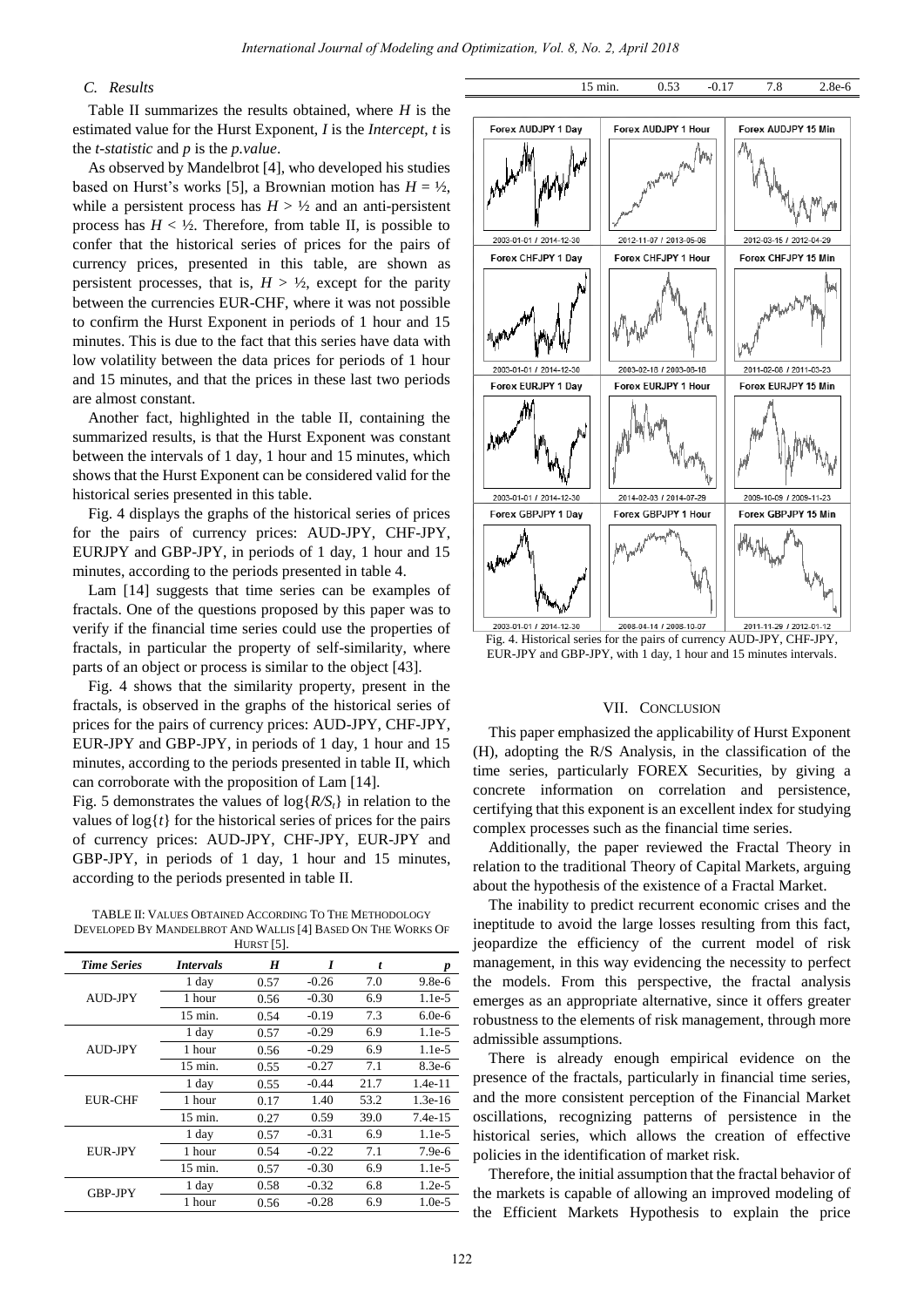### C. Results

Table II summarizes the results obtained, where $H$ is the estimated value for the Hurst Exponent, $I$ is the *Intercept*, $t$ is the *t-statistic* and $p$ is the *p.value*.

As observed by Mandelbrot [4], who developed his studies based on Hurst's works [5], a Brownian motion has $H = ½$, while a persistent process has $H > ½$ and an anti-persistent process has $H < ½$. Therefore, from table II, is possible to confer that the historical series of prices for the pairs of currency prices, presented in this table, are shown as persistent processes, that is, $H > ½$, except for the parity between the currencies EUR-CHF, where it was not possible to confirm the Hurst Exponent in periods of 1 hour and 15 minutes. This is due to the fact that this series have data with low volatility between the data prices for periods of 1 hour and 15 minutes, and that the prices in these last two periods are almost constant.

Another fact, highlighted in the table II, containing the summarized results, is that the Hurst Exponent was constant between the intervals of 1 day, 1 hour and 15 minutes, which shows that the Hurst Exponent can be considered valid for the historical series presented in this table.

Fig. 4 displays the graphs of the historical series of prices for the pairs of currency prices: AUD-JPY, CHF-JPY, EURJPY and GBP-JPY, in periods of 1 day, 1 hour and 15 minutes, according to the periods presented in table 4.

Lam [14] suggests that time series can be examples of fractals. One of the questions proposed by this paper was to verify if the financial time series could use the properties of fractals, in particular the property of self-similarity, where parts of an object or process is similar to the object [43].

Fig. 4 shows that the similarity property, present in the fractals, is observed in the graphs of the historical series of prices for the pairs of currency prices: AUD-JPY, CHF-JPY, EUR-JPY and GBP-JPY, in periods of 1 day, 1 hour and 15 minutes, according to the periods presented in table II, which can corroborate with the proposition of Lam [14].

Fig. 5 demonstrates the values of $\log\{R/S_t\}$ in relation to the values of $\log\{t\}$ for the historical series of prices for the pairs of currency prices: AUD-JPY, CHF-JPY, EUR-JPY and GBP-JPY, in periods of 1 day, 1 hour and 15 minutes, according to the periods presented in table II.

TABLE II: VALUES OBTAINED ACCORDING TO THE METHODOLOGY DEVELOPED BY MANDELBROT AND WALLIS [4] BASED ON THE WORKS OF HURST [5].

| *Time Series* | *Intervals* | *H* | *I* | *t* | *p* |
|---|---|---|---|---|---|
| AUD-JPY | 1 day | 0.57 | -0.26 | 7.0 | 9.8e-6 |
| | 1 hour | 0.56 | -0.30 | 6.9 | 1.1e-5 |
| | 15 min. | 0.54 | -0.19 | 7.3 | 6.0e-6 |
| AUD-JPY | 1 day | 0.57 | -0.29 | 6.9 | 1.1e-5 |
| | 1 hour | 0.56 | -0.29 | 6.9 | 1.1e-5 |
| | 15 min. | 0.55 | -0.27 | 7.1 | 8.3e-6 |
| EUR-CHF | 1 day | 0.55 | -0.44 | 21.7 | 1.4e-11 |
| | 1 hour | 0.17 | 1.40 | 53.2 | 1.3e-16 |
| | 15 min. | 0.27 | 0.59 | 39.0 | 7.4e-15 |
| EUR-JPY | 1 day | 0.57 | -0.31 | 6.9 | 1.1e-5 |
| | 1 hour | 0.54 | -0.22 | 7.1 | 7.9e-6 |
| | 15 min. | 0.57 | -0.30 | 6.9 | 1.1e-5 |
| GBP-JPY | 1 day | 0.58 | -0.32 | 6.8 | 1.2e-5 |
| | 1 hour | 0.56 | -0.28 | 6.9 | 1.0e-5 |
| | 15 min. | 0.53 | -0.17 | 7.8 | 2.8e-6 |

Fig. 4. Historical series for the pairs of currency AUD-JPY, CHF-JPY, EUR-JPY and GBP-JPY, with 1 day, 1 hour and 15 minutes intervals.

## VII. CONCLUSION

This paper emphasized the applicability of Hurst Exponent (H), adopting the R/S Analysis, in the classification of the time series, particularly FOREX Securities, by giving a concrete information on correlation and persistence, certifying that this exponent is an excellent index for studying complex processes such as the financial time series.

Additionally, the paper reviewed the Fractal Theory in relation to the traditional Theory of Capital Markets, arguing about the hypothesis of the existence of a Fractal Market.

The inability to predict recurrent economic crises and the ineptitude to avoid the large losses resulting from this fact, jeopardize the efficiency of the current model of risk management, in this way evidencing the necessity to perfect the models. From this perspective, the fractal analysis emerges as an appropriate alternative, since it offers greater robustness to the elements of risk management, through more admissible assumptions.

There is already enough empirical evidence on the presence of the fractals, particularly in financial time series, and the more consistent perception of the Financial Market oscillations, recognizing patterns of persistence in the historical series, which allows the creation of effective policies in the identification of market risk.

Therefore, the initial assumption that the fractal behavior of the markets is capable of allowing an improved modeling of the Efficient Markets Hypothesis to explain the price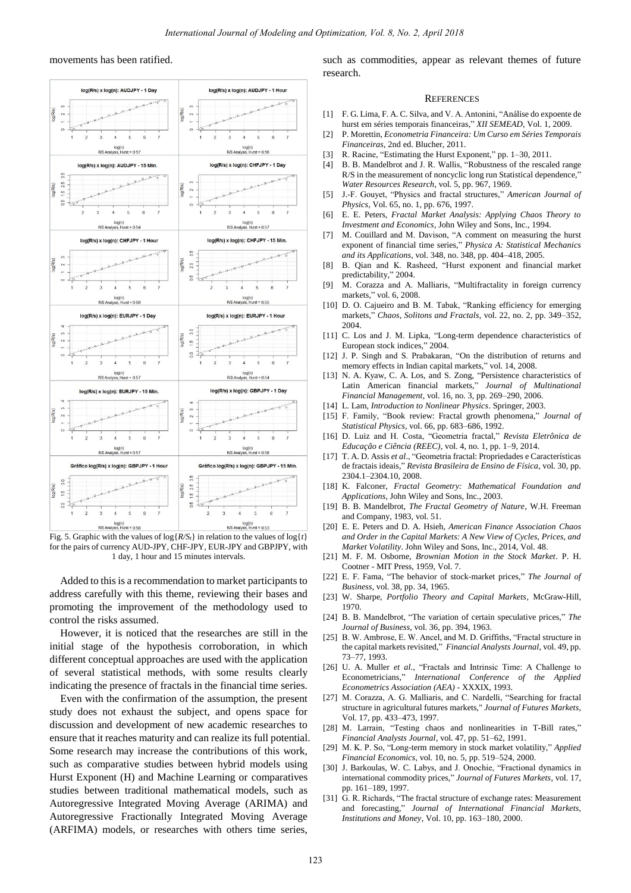movements has been ratified.

Fig. 5. Graphic with the values of $\log\{R/S_t\}$ in relation to the values of $\log\{t\}$ for the pairs of currency AUD-JPY, CHF-JPY, EUR-JPY and GBPJPY, with 1 day, 1 hour and 15 minutes intervals.

Added to this is a recommendation to market participants to address carefully with this theme, reviewing their bases and promoting the improvement of the methodology used to control the risks assumed.

However, it is noticed that the researches are still in the initial stage of the hypothesis corroboration, in which different conceptual approaches are used with the application of several statistical methods, with some results clearly indicating the presence of fractals in the financial time series.

Even with the confirmation of the assumption, the present study does not exhaust the subject, and opens space for discussion and development of new academic researches to ensure that it reaches maturity and can realize its full potential. Some research may increase the contributions of this work, such as comparative studies between hybrid models using Hurst Exponent (H) and Machine Learning or comparatives studies between traditional mathematical models, such as Autoregressive Integrated Moving Average (ARIMA) and Autoregressive Fractionally Integrated Moving Average (ARFIMA) models, or researches with others time series, such as commodities, appear as relevant themes of future research.

## References

[1] F. G. Lima, F. A. C. Silva, and V. A. Antonini, "Análise do expoente de hurst em séries temporais financeiras," *XII SEMEAD*, Vol. 1, 2009.

[2] P. Morettin, *Econometria Financeira: Um Curso em Séries Temporais Financeiras*, 2nd ed. Blucher, 2011.

[3] R. Racine, "Estimating the Hurst Exponent," pp. 1–30, 2011.

[4] B. B. Mandelbrot and J. R. Wallis, "Robustness of the rescaled range R/S in the measurement of noncyclic long run Statistical dependence," *Water Resources Research*, vol. 5, pp. 967, 1969.

[5] J.-F. Gouyet, "Physics and fractal structures," *American Journal of Physics*, Vol. 65, no. 1, pp. 676, 1997.

[6] E. E. Peters, *Fractal Market Analysis: Applying Chaos Theory to Investment and Economics*, John Wiley and Sons, Inc., 1994.

[7] M. Couillard and M. Davison, "A comment on measuring the hurst exponent of financial time series," *Physica A: Statistical Mechanics and its Applications*, vol. 348, no. 348, pp. 404–418, 2005.

[8] B. Qian and K. Rasheed, "Hurst exponent and financial market predictability," 2004.

[9] M. Corazza and A. Malliaris, "Multifractality in foreign currency markets," vol. 6, 2008.

[10] D. O. Cajueiro and B. M. Tabak, "Ranking efficiency for emerging markets," *Chaos, Solitons and Fractals*, vol. 22, no. 2, pp. 349–352, 2004.

[11] C. Los and J. M. Lipka, "Long-term dependence characteristics of European stock indices," 2004.

[12] J. P. Singh and S. Prabakaran, "On the distribution of returns and memory effects in Indian capital markets," vol. 14, 2008.

[13] N. A. Kyaw, C. A. Los, and S. Zong, "Persistence characteristics of Latin American financial markets," *Journal of Multinational Financial Management*, vol. 16, no. 3, pp. 269–290, 2006.

[14] L. Lam, *Introduction to Nonlinear Physics*. Springer, 2003.

[15] F. Family, "Book review: Fractal growth phenomena," *Journal of Statistical Physics*, vol. 66, pp. 683–686, 1992.

[16] D. Luiz and H. Costa, "Geometria fractal," *Revista Eletrônica de Educação e Ciência (REEC)*, vol. 4, no. 1, pp. 1–9, 2014.

[17] T. A. D. Assis *et al*., "Geometria fractal: Propriedades e Características de fractais ideais," *Revista Brasileira de Ensino de Física*, vol. 30, pp. 2304.1–2304.10, 2008.

[18] K. Falconer, *Fractal Geometry: Mathematical Foundation and Applications*, John Wiley and Sons, Inc., 2003.

[19] B. B. Mandelbrot, *The Fractal Geometry of Nature*, W.H. Freeman and Company, 1983, vol. 51.

[20] E. E. Peters and D. A. Hsieh, *American Finance Association Chaos and Order in the Capital Markets: A New View of Cycles, Prices, and Market Volatility*. John Wiley and Sons, Inc., 2014, Vol. 48.

[21] M. F. M. Osborne, *Brownian Motion in the Stock Market*. P. H. Cootner - MIT Press, 1959, Vol. 7.

[22] E. F. Fama, "The behavior of stock-market prices," *The Journal of Business*, vol. 38, pp. 34, 1965.

[23] W. Sharpe, *Portfolio Theory and Capital Markets*, McGraw-Hill, 1970.

[24] B. B. Mandelbrot, "The variation of certain speculative prices," *The Journal of Business*, vol. 36, pp. 394, 1963.

[25] B. W. Ambrose, E. W. Ancel, and M. D. Griffiths, "Fractal structure in the capital markets revisited," *Financial Analysts Journal*, vol. 49, pp. 73–77, 1993.

[26] U. A. Muller *et al*., "Fractals and Intrinsic Time: A Challenge to Econometricians," *International Conference of the Applied Econometrics Association (AEA)* - XXXIX, 1993.

[27] M. Corazza, A. G. Malliaris, and C. Nardelli, "Searching for fractal structure in agricultural futures markets," *Journal of Futures Markets*, Vol. 17, pp. 433–473, 1997.

[28] M. Larrain, "Testing chaos and nonlinearities in T-Bill rates," *Financial Analysts Journal*, vol. 47, pp. 51–62, 1991.

[29] M. K. P. So, "Long-term memory in stock market volatility," *Applied Financial Economics*, vol. 10, no. 5, pp. 519–524, 2000.

[30] J. Barkoulas, W. C. Labys, and J. Onochie, "Fractional dynamics in international commodity prices," *Journal of Futures Markets*, vol. 17, pp. 161–189, 1997.

[31] G. R. Richards, "The fractal structure of exchange rates: Measurement and forecasting," *Journal of International Financial Markets, Institutions and Money*, Vol. 10, pp. 163–180, 2000.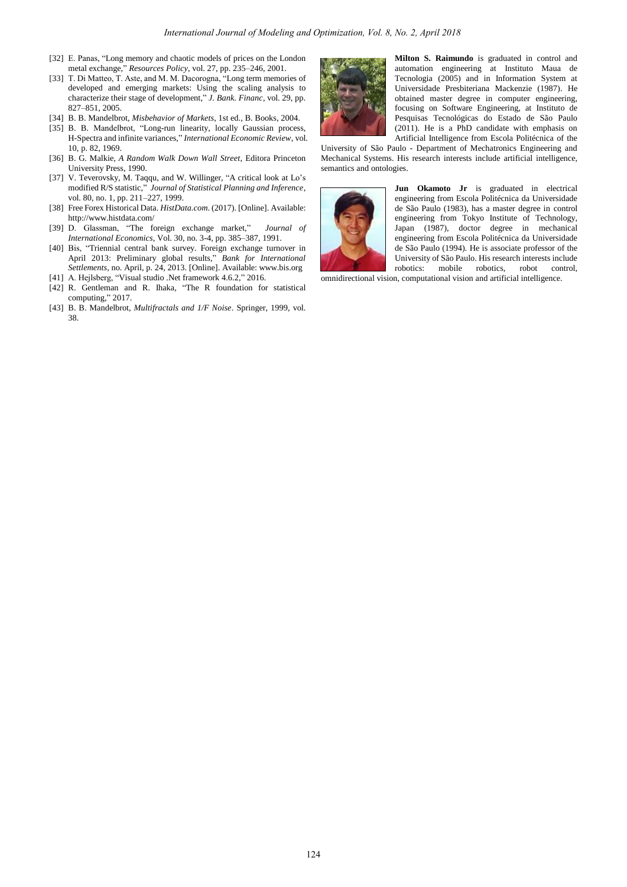[32] E. Panas, "Long memory and chaotic models of prices on the London metal exchange," *Resources Policy*, vol. 27, pp. 235–246, 2001.

[33] T. Di Matteo, T. Aste, and M. M. Dacorogna, "Long term memories of developed and emerging markets: Using the scaling analysis to characterize their stage of development," *J. Bank. Financ*, vol. 29, pp. 827–851, 2005.

[34] B. B. Mandelbrot, *Misbehavior of Markets*, 1st ed., B. Books, 2004.

[35] B. B. Mandelbrot, "Long-run linearity, locally Gaussian process, H-Spectra and infinite variances," *International Economic Review*, vol. 10, p. 82, 1969.

[36] B. G. Malkie, *A Random Walk Down Wall Street*, Editora Princeton University Press, 1990.

[37] V. Teverovsky, M. Taqqu, and W. Willinger, "A critical look at Lo's modified R/S statistic," *Journal of Statistical Planning and Inference*, vol. 80, no. 1, pp. 211–227, 1999.

[38] Free Forex Historical Data. *HistData.com*. (2017). [Online]. Available: http://www.histdata.com/

[39] D. Glassman, "The foreign exchange market," *Journal of International Economics*, Vol. 30, no. 3-4, pp. 385–387, 1991.

[40] Bis, "Triennial central bank survey. Foreign exchange turnover in April 2013: Preliminary global results," *Bank for International Settlements*, no. April, p. 24, 2013. [Online]. Available: www.bis.org

[41] A. Hejlsberg, "Visual studio .Net framework 4.6.2," 2016.

[42] R. Gentleman and R. Ihaka, "The R foundation for statistical computing," 2017.

[43] B. B. Mandelbrot, *Multifractals and 1/F Noise*. Springer, 1999, vol. 38.

**Milton S. Raimundo** is graduated in control and automation engineering at Instituto Maua de Tecnologia (2005) and in Information System at Universidade Presbiteriana Mackenzie (1987). He obtained master degree in computer engineering, focusing on Software Engineering, at Instituto de Pesquisas Tecnológicas do Estado de São Paulo (2011). He is a PhD candidate with emphasis on Artificial Intelligence from Escola Politécnica of the University of São Paulo - Department of Mechatronics Engineering and Mechanical Systems. His research interests include artificial intelligence, semantics and ontologies.

**Jun Okamoto Jr** is graduated in electrical engineering from Escola Politécnica da Universidade de São Paulo (1983), has a master degree in control engineering from Tokyo Institute of Technology, Japan (1987), doctor degree in mechanical engineering from Escola Politécnica da Universidade de São Paulo (1994). He is associate professor of the University of São Paulo. His research interests include robotics: mobile robotics, robot control, omnidirectional vision, computational vision and artificial intelligence.